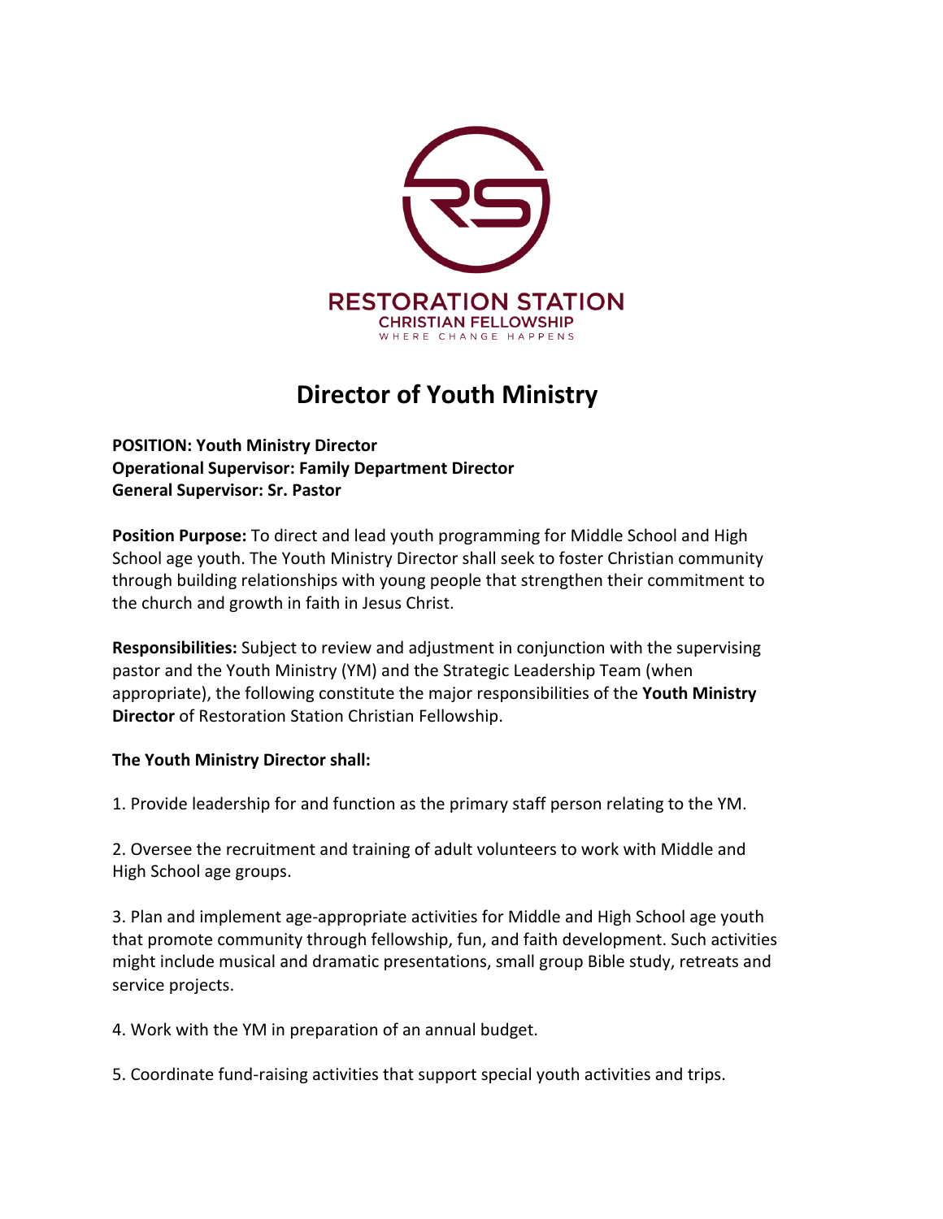RESTORATION STATION
CHRISTIAN FELLOWSHIP
WHERE CHANGE HAPPENS

# Director of Youth Ministry

**POSITION: Youth Ministry Director**
**Operational Supervisor: Family Department Director**
**General Supervisor: Sr. Pastor**

**Position Purpose:** To direct and lead youth programming for Middle School and High School age youth. The Youth Ministry Director shall seek to foster Christian community through building relationships with young people that strengthen their commitment to the church and growth in faith in Jesus Christ.

**Responsibilities:** Subject to review and adjustment in conjunction with the supervising pastor and the Youth Ministry (YM) and the Strategic Leadership Team (when appropriate), the following constitute the major responsibilities of the **Youth Ministry Director** of Restoration Station Christian Fellowship.

**The Youth Ministry Director shall:**

1. Provide leadership for and function as the primary staff person relating to the YM.

2. Oversee the recruitment and training of adult volunteers to work with Middle and High School age groups.

3. Plan and implement age-appropriate activities for Middle and High School age youth that promote community through fellowship, fun, and faith development. Such activities might include musical and dramatic presentations, small group Bible study, retreats and service projects.

4. Work with the YM in preparation of an annual budget.

5. Coordinate fund-raising activities that support special youth activities and trips.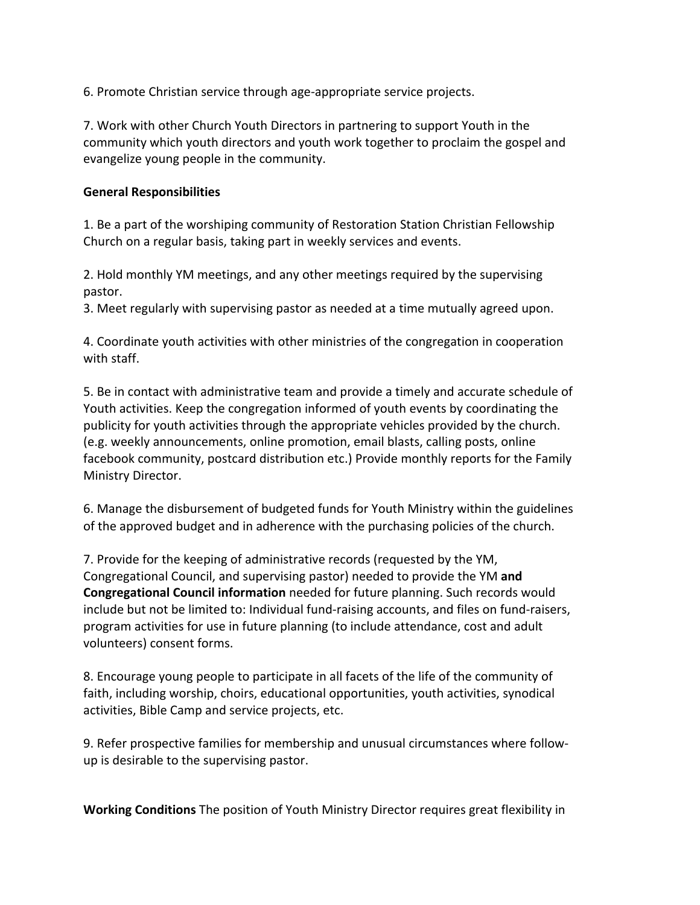6. Promote Christian service through age-appropriate service projects.

7. Work with other Church Youth Directors in partnering to support Youth in the community which youth directors and youth work together to proclaim the gospel and evangelize young people in the community.

**General Responsibilities**

1. Be a part of the worshiping community of Restoration Station Christian Fellowship Church on a regular basis, taking part in weekly services and events.

2. Hold monthly YM meetings, and any other meetings required by the supervising pastor.
3. Meet regularly with supervising pastor as needed at a time mutually agreed upon.

4. Coordinate youth activities with other ministries of the congregation in cooperation with staff.

5. Be in contact with administrative team and provide a timely and accurate schedule of Youth activities. Keep the congregation informed of youth events by coordinating the publicity for youth activities through the appropriate vehicles provided by the church. (e.g. weekly announcements, online promotion, email blasts, calling posts, online facebook community, postcard distribution etc.) Provide monthly reports for the Family Ministry Director.

6. Manage the disbursement of budgeted funds for Youth Ministry within the guidelines of the approved budget and in adherence with the purchasing policies of the church.

7. Provide for the keeping of administrative records (requested by the YM, Congregational Council, and supervising pastor) needed to provide the YM **and Congregational Council information** needed for future planning. Such records would include but not be limited to: Individual fund-raising accounts, and files on fund-raisers, program activities for use in future planning (to include attendance, cost and adult volunteers) consent forms.

8. Encourage young people to participate in all facets of the life of the community of faith, including worship, choirs, educational opportunities, youth activities, synodical activities, Bible Camp and service projects, etc.

9. Refer prospective families for membership and unusual circumstances where follow-up is desirable to the supervising pastor.

**Working Conditions** The position of Youth Ministry Director requires great flexibility in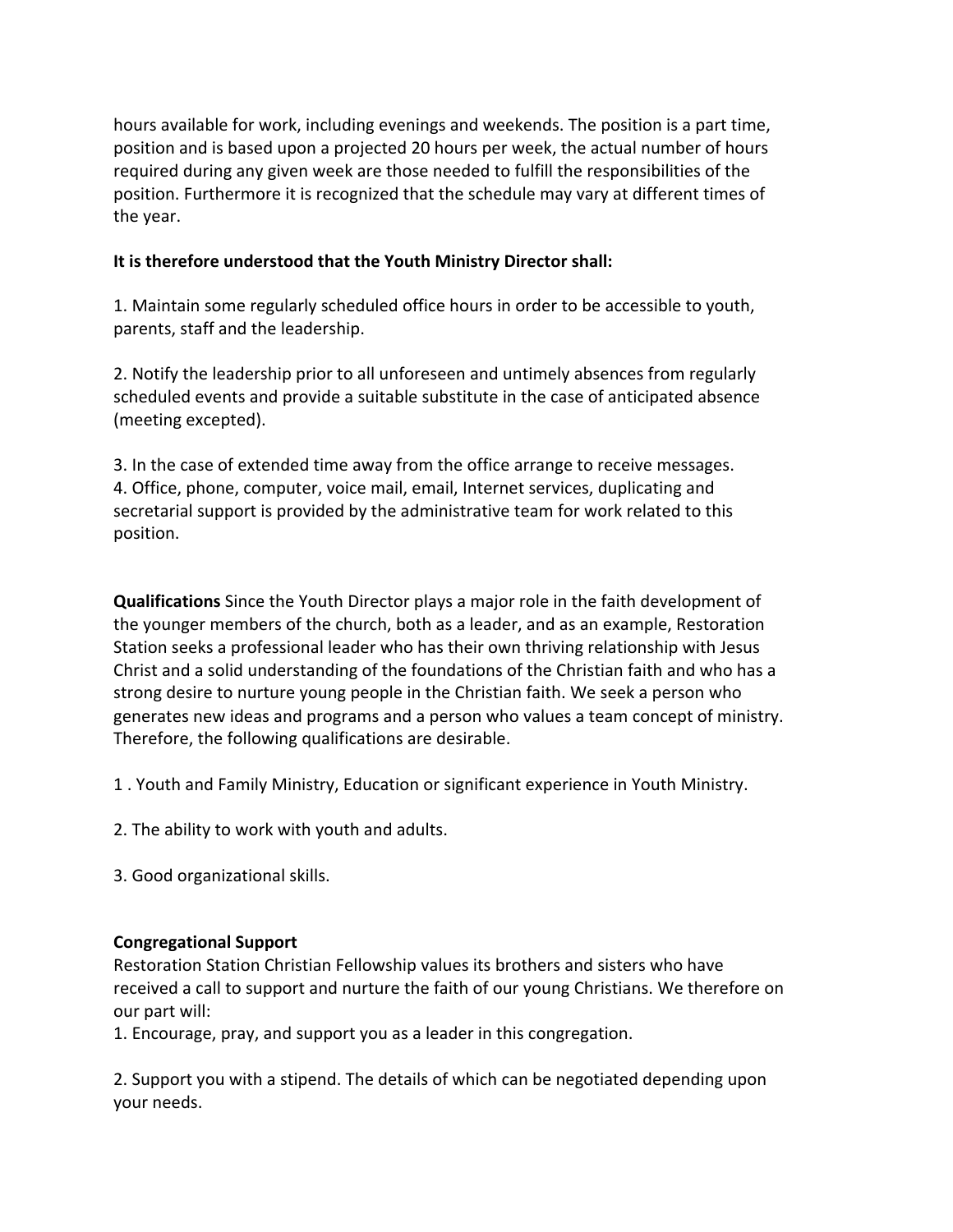hours available for work, including evenings and weekends. The position is a part time, position and is based upon a projected 20 hours per week, the actual number of hours required during any given week are those needed to fulfill the responsibilities of the position. Furthermore it is recognized that the schedule may vary at different times of the year.

**It is therefore understood that the Youth Ministry Director shall:**

1. Maintain some regularly scheduled office hours in order to be accessible to youth, parents, staff and the leadership.

2. Notify the leadership prior to all unforeseen and untimely absences from regularly scheduled events and provide a suitable substitute in the case of anticipated absence (meeting excepted).

3. In the case of extended time away from the office arrange to receive messages.
4. Office, phone, computer, voice mail, email, Internet services, duplicating and secretarial support is provided by the administrative team for work related to this position.

**Qualifications** Since the Youth Director plays a major role in the faith development of the younger members of the church, both as a leader, and as an example, Restoration Station seeks a professional leader who has their own thriving relationship with Jesus Christ and a solid understanding of the foundations of the Christian faith and who has a strong desire to nurture young people in the Christian faith. We seek a person who generates new ideas and programs and a person who values a team concept of ministry. Therefore, the following qualifications are desirable.

1 . Youth and Family Ministry, Education or significant experience in Youth Ministry.

2. The ability to work with youth and adults.

3. Good organizational skills.

**Congregational Support**
Restoration Station Christian Fellowship values its brothers and sisters who have received a call to support and nurture the faith of our young Christians. We therefore on our part will:
1. Encourage, pray, and support you as a leader in this congregation.

2. Support you with a stipend. The details of which can be negotiated depending upon your needs.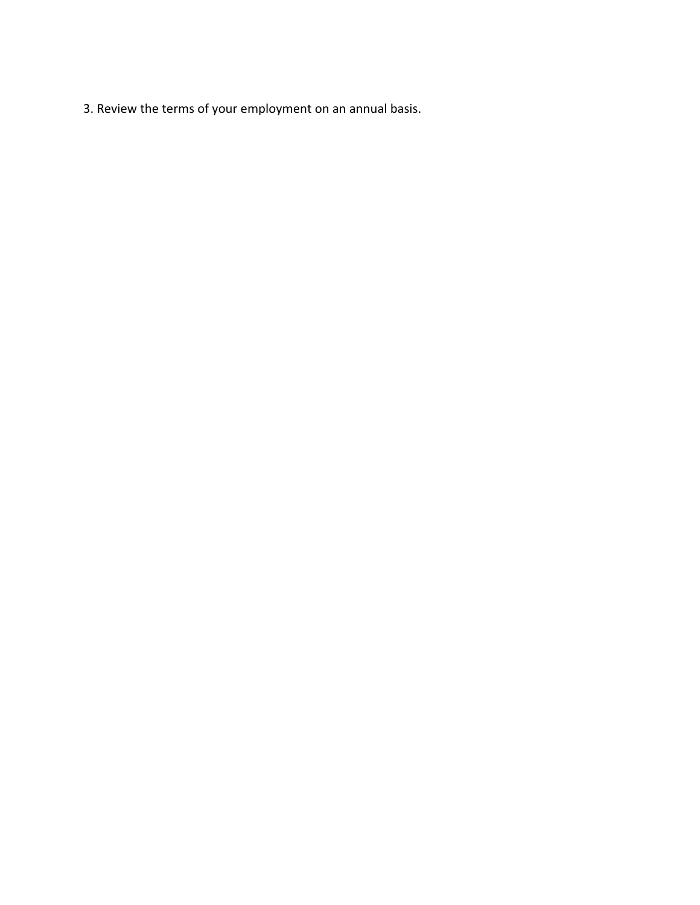3. Review the terms of your employment on an annual basis.